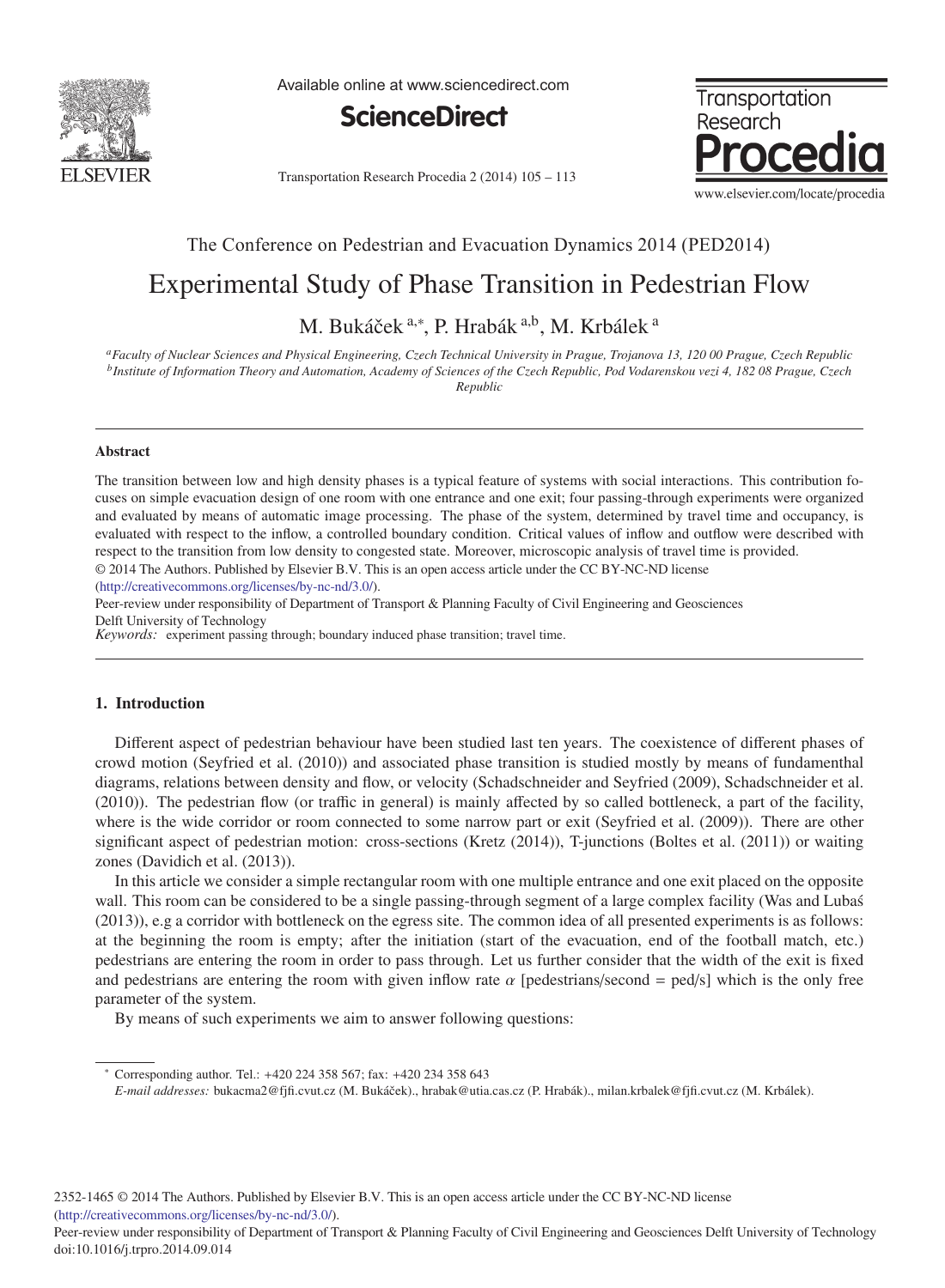The Conference on Pedestrian and Evacuation Dynamics 2014 (PED2014)

# Experimental Study of Phase Transition in Pedestrian Flow

M. Bukáček [a,*], P. Hrabák [a,b], M. Krbálek [a]

[a] Faculty of Nuclear Sciences and Physical Engineering, Czech Technical University in Prague, Trojanova 13, 120 00 Prague, Czech Republic
[b] Institute of Information Theory and Automation, Academy of Sciences of the Czech Republic, Pod Vodarenskou vezi 4, 182 08 Prague, Czech Republic

---

### Abstract

The transition between low and high density phases is a typical feature of systems with social interactions. This contribution focuses on simple evacuation design of one room with one entrance and one exit; four passing-through experiments were organized and evaluated by means of automatic image processing. The phase of the system, determined by travel time and occupancy, is evaluated with respect to the inflow, a controlled boundary condition. Critical values of inflow and outflow were described with respect to the transition from low density to congested state. Moreover, microscopic analysis of travel time is provided.

© 2014 The Authors. Published by Elsevier B.V. This is an open access article under the CC BY-NC-ND license (http://creativecommons.org/licenses/by-nc-nd/3.0/).

Peer-review under responsibility of Department of Transport & Planning Faculty of Civil Engineering and Geosciences Delft University of Technology

*Keywords:* experiment passing through; boundary induced phase transition; travel time.

---

## 1. Introduction

Different aspect of pedestrian behaviour have been studied last ten years. The coexistence of different phases of crowd motion (Seyfried et al. (2010)) and associated phase transition is studied mostly by means of fundamenthal diagrams, relations between density and flow, or velocity (Schadschneider and Seyfried (2009), Schadschneider et al. (2010)). The pedestrian flow (or traffic in general) is mainly affected by so called bottleneck, a part of the facility, where is the wide corridor or room connected to some narrow part or exit (Seyfried et al. (2009)). There are other significant aspect of pedestrian motion: cross-sections (Kretz (2014)), T-junctions (Boltes et al. (2011)) or waiting zones (Davidich et al. (2013)).

In this article we consider a simple rectangular room with one multiple entrance and one exit placed on the opposite wall. This room can be considered to be a single passing-through segment of a large complex facility (Was and Lubaś (2013)), e.g a corridor with bottleneck on the egress site. The common idea of all presented experiments is as follows: at the beginning the room is empty; after the initiation (start of the evacuation, end of the football match, etc.) pedestrians are entering the room in order to pass through. Let us further consider that the width of the exit is fixed and pedestrians are entering the room with given inflow rate $\alpha$ [pedestrians/second = ped/s] which is the only free parameter of the system.

By means of such experiments we aim to answer following questions:

---

* Corresponding author. Tel.: +420 224 358 567; fax: +420 234 358 643
*E-mail addresses:* bukacma2@fjfi.cvut.cz (M. Bukáček)., hrabak@utia.cas.cz (P. Hrabák)., milan.krbalek@fjfi.cvut.cz (M. Krbálek).

2352-1465 © 2014 The Authors. Published by Elsevier B.V. This is an open access article under the CC BY-NC-ND license (http://creativecommons.org/licenses/by-nc-nd/3.0/).
Peer-review under responsibility of Department of Transport & Planning Faculty of Civil Engineering and Geosciences Delft University of Technology
doi:10.1016/j.trpro.2014.09.014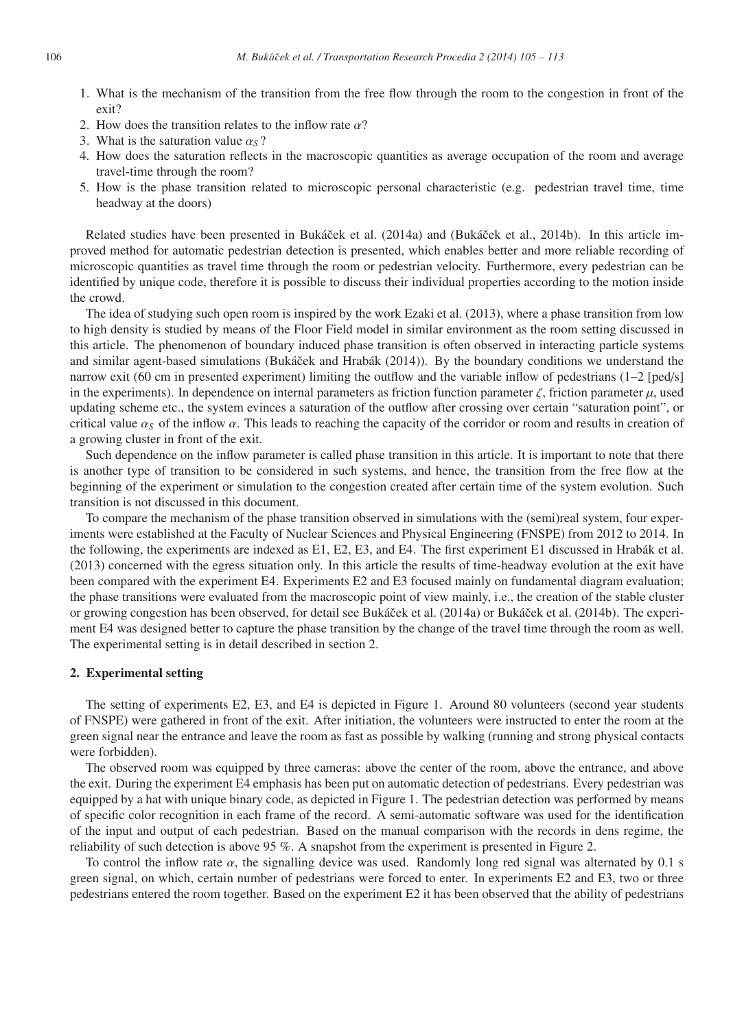1. What is the mechanism of the transition from the free flow through the room to the congestion in front of the exit?
2. How does the transition relates to the inflow rate $\alpha$?
3. What is the saturation value $\alpha_S$?
4. How does the saturation reflects in the macroscopic quantities as average occupation of the room and average travel-time through the room?
5. How is the phase transition related to microscopic personal characteristic (e.g. pedestrian travel time, time headway at the doors)

Related studies have been presented in Bukáček et al. (2014a) and (Bukáček et al., 2014b). In this article improved method for automatic pedestrian detection is presented, which enables better and more reliable recording of microscopic quantities as travel time through the room or pedestrian velocity. Furthermore, every pedestrian can be identified by unique code, therefore it is possible to discuss their individual properties according to the motion inside the crowd.

The idea of studying such open room is inspired by the work Ezaki et al. (2013), where a phase transition from low to high density is studied by means of the Floor Field model in similar environment as the room setting discussed in this article. The phenomenon of boundary induced phase transition is often observed in interacting particle systems and similar agent-based simulations (Bukáček and Hrabák (2014)). By the boundary conditions we understand the narrow exit (60 cm in presented experiment) limiting the outflow and the variable inflow of pedestrians (1–2 [ped/s] in the experiments). In dependence on internal parameters as friction function parameter $\zeta$, friction parameter $\mu$, used updating scheme etc., the system evinces a saturation of the outflow after crossing over certain "saturation point", or critical value $\alpha_S$ of the inflow $\alpha$. This leads to reaching the capacity of the corridor or room and results in creation of a growing cluster in front of the exit.

Such dependence on the inflow parameter is called phase transition in this article. It is important to note that there is another type of transition to be considered in such systems, and hence, the transition from the free flow at the beginning of the experiment or simulation to the congestion created after certain time of the system evolution. Such transition is not discussed in this document.

To compare the mechanism of the phase transition observed in simulations with the (semi)real system, four experiments were established at the Faculty of Nuclear Sciences and Physical Engineering (FNSPE) from 2012 to 2014. In the following, the experiments are indexed as E1, E2, E3, and E4. The first experiment E1 discussed in Hrabák et al. (2013) concerned with the egress situation only. In this article the results of time-headway evolution at the exit have been compared with the experiment E4. Experiments E2 and E3 focused mainly on fundamental diagram evaluation; the phase transitions were evaluated from the macroscopic point of view mainly, i.e., the creation of the stable cluster or growing congestion has been observed, for detail see Bukáček et al. (2014a) or Bukáček et al. (2014b). The experiment E4 was designed better to capture the phase transition by the change of the travel time through the room as well. The experimental setting is in detail described in section 2.

## 2. Experimental setting

The setting of experiments E2, E3, and E4 is depicted in Figure 1. Around 80 volunteers (second year students of FNSPE) were gathered in front of the exit. After initiation, the volunteers were instructed to enter the room at the green signal near the entrance and leave the room as fast as possible by walking (running and strong physical contacts were forbidden).

The observed room was equipped by three cameras: above the center of the room, above the entrance, and above the exit. During the experiment E4 emphasis has been put on automatic detection of pedestrians. Every pedestrian was equipped by a hat with unique binary code, as depicted in Figure 1. The pedestrian detection was performed by means of specific color recognition in each frame of the record. A semi-automatic software was used for the identification of the input and output of each pedestrian. Based on the manual comparison with the records in dens regime, the reliability of such detection is above 95 %. A snapshot from the experiment is presented in Figure 2.

To control the inflow rate $\alpha$, the signalling device was used. Randomly long red signal was alternated by 0.1 s green signal, on which, certain number of pedestrians were forced to enter. In experiments E2 and E3, two or three pedestrians entered the room together. Based on the experiment E2 it has been observed that the ability of pedestrians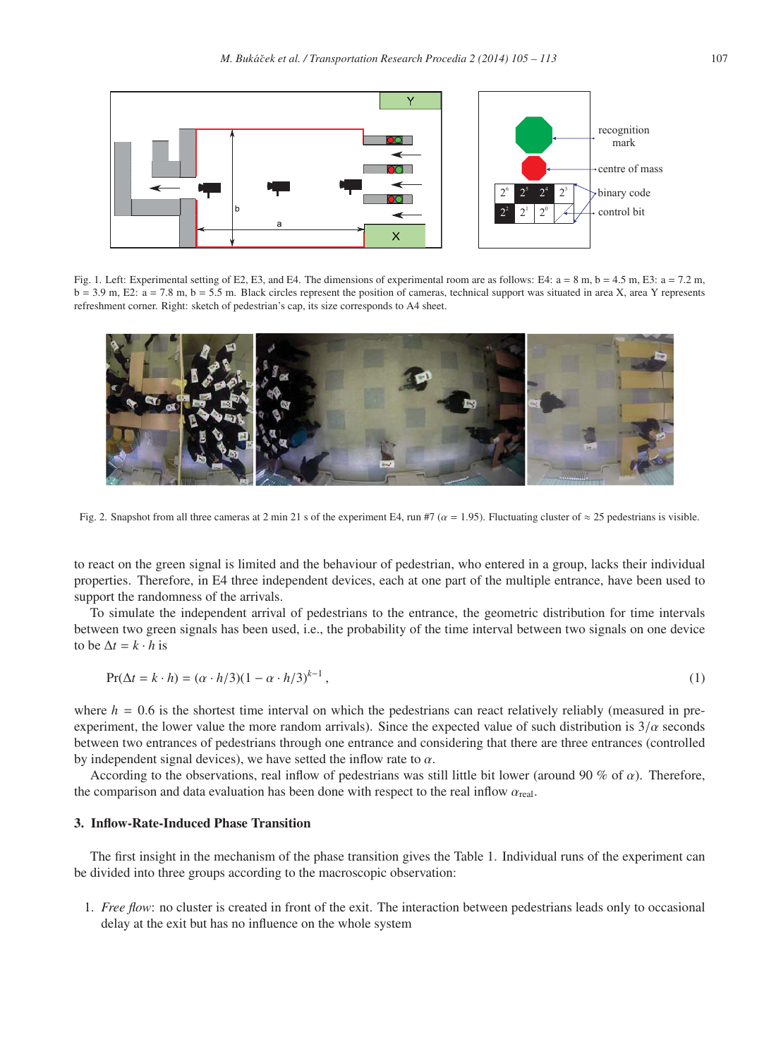Fig. 1. Left: Experimental setting of E2, E3, and E4. The dimensions of experimental room are as follows: E4: a = 8 m, b = 4.5 m, E3: a = 7.2 m, b = 3.9 m, E2: a = 7.8 m, b = 5.5 m. Black circles represent the position of cameras, technical support was situated in area X, area Y represents refreshment corner. Right: sketch of pedestrian's cap, its size corresponds to A4 sheet.

Fig. 2. Snapshot from all three cameras at 2 min 21 s of the experiment E4, run #7 ($\alpha = 1.95$). Fluctuating cluster of $\approx 25$ pedestrians is visible.

to react on the green signal is limited and the behaviour of pedestrian, who entered in a group, lacks their individual properties. Therefore, in E4 three independent devices, each at one part of the multiple entrance, have been used to support the randomness of the arrivals.

To simulate the independent arrival of pedestrians to the entrance, the geometric distribution for time intervals between two green signals has been used, i.e., the probability of the time interval between two signals on one device to be $\Delta t = k \cdot h$ is

$$\Pr(\Delta t = k \cdot h) = (\alpha \cdot h/3)(1 - \alpha \cdot h/3)^{k-1}, \tag{1}$$

where $h = 0.6$ is the shortest time interval on which the pedestrians can react relatively reliably (measured in pre-experiment, the lower value the more random arrivals). Since the expected value of such distribution is $3/\alpha$ seconds between two entrances of pedestrians through one entrance and considering that there are three entrances (controlled by independent signal devices), we have setted the inflow rate to $\alpha$.

According to the observations, real inflow of pedestrians was still little bit lower (around 90 % of $\alpha$). Therefore, the comparison and data evaluation has been done with respect to the real inflow $\alpha_{\text{real}}$.

## 3. Inflow-Rate-Induced Phase Transition

The first insight in the mechanism of the phase transition gives the Table 1. Individual runs of the experiment can be divided into three groups according to the macroscopic observation:

1. *Free flow*: no cluster is created in front of the exit. The interaction between pedestrians leads only to occasional delay at the exit but has no influence on the whole system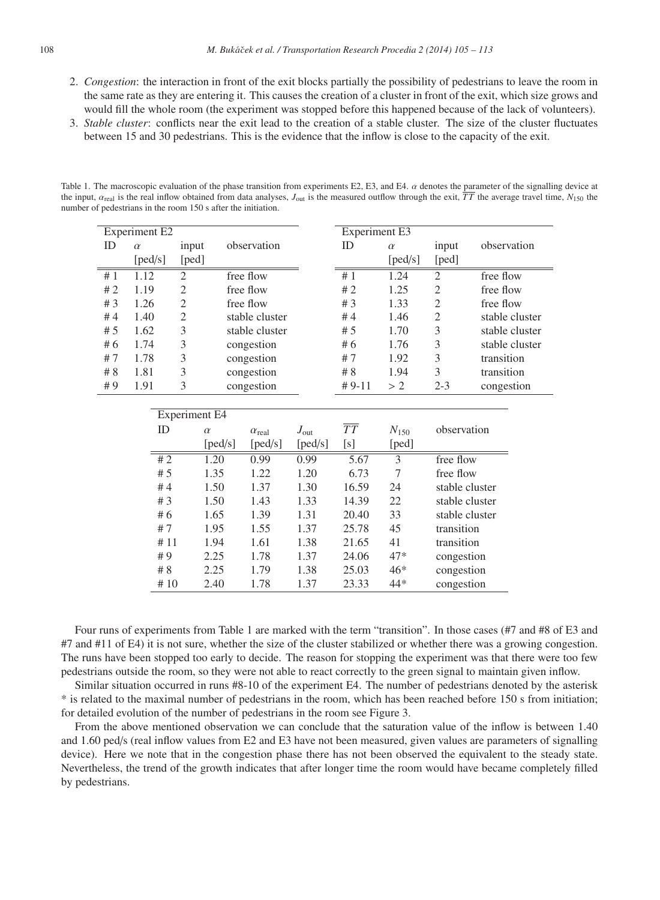2. *Congestion*: the interaction in front of the exit blocks partially the possibility of pedestrians to leave the room in the same rate as they are entering it. This causes the creation of a cluster in front of the exit, which size grows and would fill the whole room (the experiment was stopped before this happened because of the lack of volunteers).
3. *Stable cluster*: conflicts near the exit lead to the creation of a stable cluster. The size of the cluster fluctuates between 15 and 30 pedestrians. This is the evidence that the inflow is close to the capacity of the exit.

Table 1. The macroscopic evaluation of the phase transition from experiments E2, E3, and E4. $\alpha$ denotes the parameter of the signalling device at the input, $\alpha_{\text{real}}$ is the real inflow obtained from data analyses, $J_{\text{out}}$ is the measured outflow through the exit, $\overline{TT}$ the average travel time, $N_{150}$ the number of pedestrians in the room 150 s after the initiation.

| Experiment E2 | | | |
|---|---|---|---|
| ID | $\alpha$ [ped/s] | input [ped] | observation |
| # 1 | 1.12 | 2 | free flow |
| # 2 | 1.19 | 2 | free flow |
| # 3 | 1.26 | 2 | free flow |
| # 4 | 1.40 | 2 | stable cluster |
| # 5 | 1.62 | 3 | stable cluster |
| # 6 | 1.74 | 3 | congestion |
| # 7 | 1.78 | 3 | congestion |
| # 8 | 1.81 | 3 | congestion |
| # 9 | 1.91 | 3 | congestion |

| Experiment E3 | | | |
|---|---|---|---|
| ID | $\alpha$ [ped/s] | input [ped] | observation |
| # 1 | 1.24 | 2 | free flow |
| # 2 | 1.25 | 2 | free flow |
| # 3 | 1.33 | 2 | free flow |
| # 4 | 1.46 | 2 | stable cluster |
| # 5 | 1.70 | 3 | stable cluster |
| # 6 | 1.76 | 3 | stable cluster |
| # 7 | 1.92 | 3 | transition |
| # 8 | 1.94 | 3 | transition |
| # 9-11 | > 2 | 2-3 | congestion |

| Experiment E4 | | | | | | |
|---|---|---|---|---|---|---|
| ID | $\alpha$ [ped/s] | $\alpha_{\text{real}}$ [ped/s] | $J_{\text{out}}$ [ped/s] | $\overline{TT}$ [s] | $N_{150}$ [ped] | observation |
| # 2 | 1.20 | 0.99 | 0.99 | 5.67 | 3 | free flow |
| # 5 | 1.35 | 1.22 | 1.20 | 6.73 | 7 | free flow |
| # 4 | 1.50 | 1.37 | 1.30 | 16.59 | 24 | stable cluster |
| # 3 | 1.50 | 1.43 | 1.33 | 14.39 | 22 | stable cluster |
| # 6 | 1.65 | 1.39 | 1.31 | 20.40 | 33 | stable cluster |
| # 7 | 1.95 | 1.55 | 1.37 | 25.78 | 45 | transition |
| # 11 | 1.94 | 1.61 | 1.38 | 21.65 | 41 | transition |
| # 9 | 2.25 | 1.78 | 1.37 | 24.06 | 47* | congestion |
| # 8 | 2.25 | 1.79 | 1.38 | 25.03 | 46* | congestion |
| # 10 | 2.40 | 1.78 | 1.37 | 23.33 | 44* | congestion |

Four runs of experiments from Table 1 are marked with the term "transition". In those cases (#7 and #8 of E3 and #7 and #11 of E4) it is not sure, whether the size of the cluster stabilized or whether there was a growing congestion. The runs have been stopped too early to decide. The reason for stopping the experiment was that there were too few pedestrians outside the room, so they were not able to react correctly to the green signal to maintain given inflow.

Similar situation occurred in runs #8-10 of the experiment E4. The number of pedestrians denoted by the asterisk * is related to the maximal number of pedestrians in the room, which has been reached before 150 s from initiation; for detailed evolution of the number of pedestrians in the room see Figure 3.

From the above mentioned observation we can conclude that the saturation value of the inflow is between 1.40 and 1.60 ped/s (real inflow values from E2 and E3 have not been measured, given values are parameters of signalling device). Here we note that in the congestion phase there has not been observed the equivalent to the steady state. Nevertheless, the trend of the growth indicates that after longer time the room would have became completely filled by pedestrians.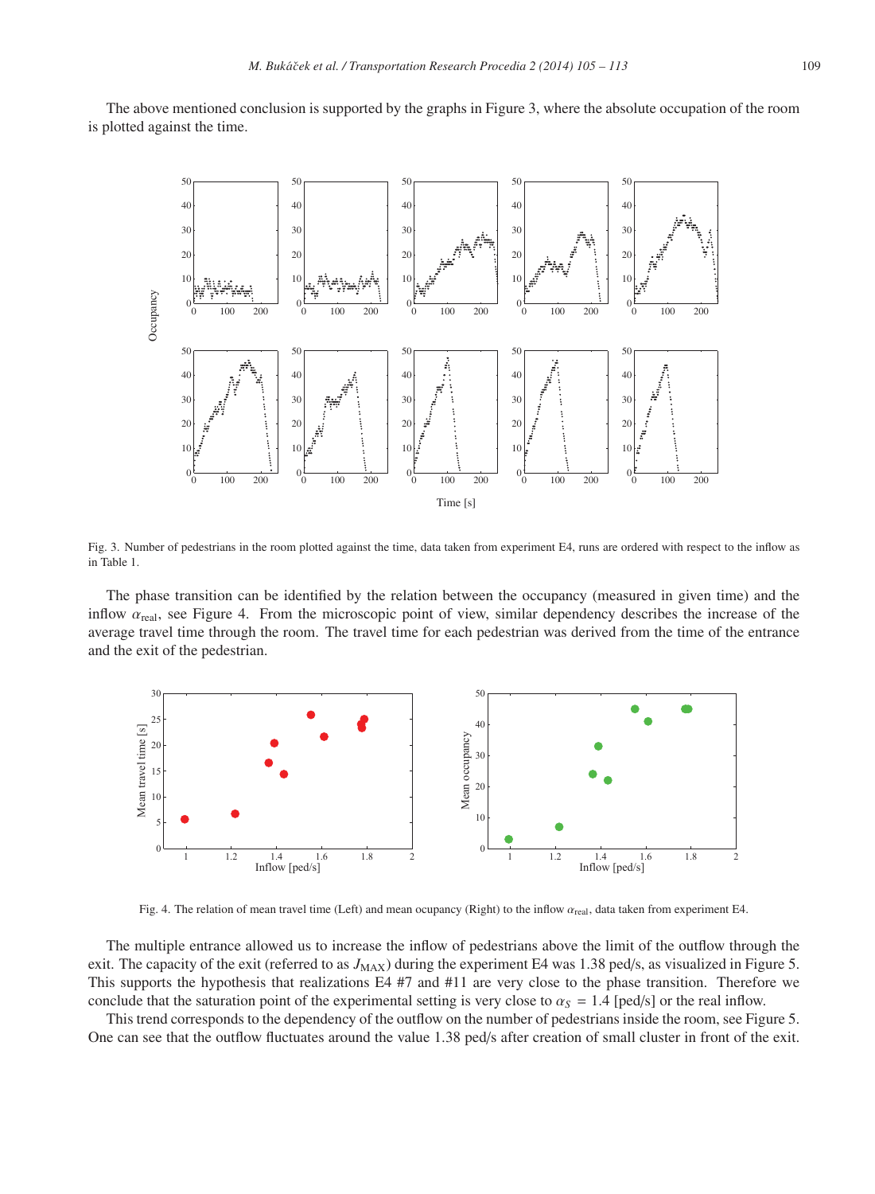The above mentioned conclusion is supported by the graphs in Figure 3, where the absolute occupation of the room is plotted against the time.

Fig. 3. Number of pedestrians in the room plotted against the time, data taken from experiment E4, runs are ordered with respect to the inflow as in Table 1.

The phase transition can be identified by the relation between the occupancy (measured in given time) and the inflow $\alpha_{\text{real}}$, see Figure 4. From the microscopic point of view, similar dependency describes the increase of the average travel time through the room. The travel time for each pedestrian was derived from the time of the entrance and the exit of the pedestrian.

Fig. 4. The relation of mean travel time (Left) and mean ocupancy (Right) to the inflow $\alpha_{\text{real}}$, data taken from experiment E4.

The multiple entrance allowed us to increase the inflow of pedestrians above the limit of the outflow through the exit. The capacity of the exit (referred to as $J_{\text{MAX}}$) during the experiment E4 was 1.38 ped/s, as visualized in Figure 5. This supports the hypothesis that realizations E4 #7 and #11 are very close to the phase transition. Therefore we conclude that the saturation point of the experimental setting is very close to $\alpha_S = 1.4$ [ped/s] or the real inflow.

This trend corresponds to the dependency of the outflow on the number of pedestrians inside the room, see Figure 5. One can see that the outflow fluctuates around the value 1.38 ped/s after creation of small cluster in front of the exit.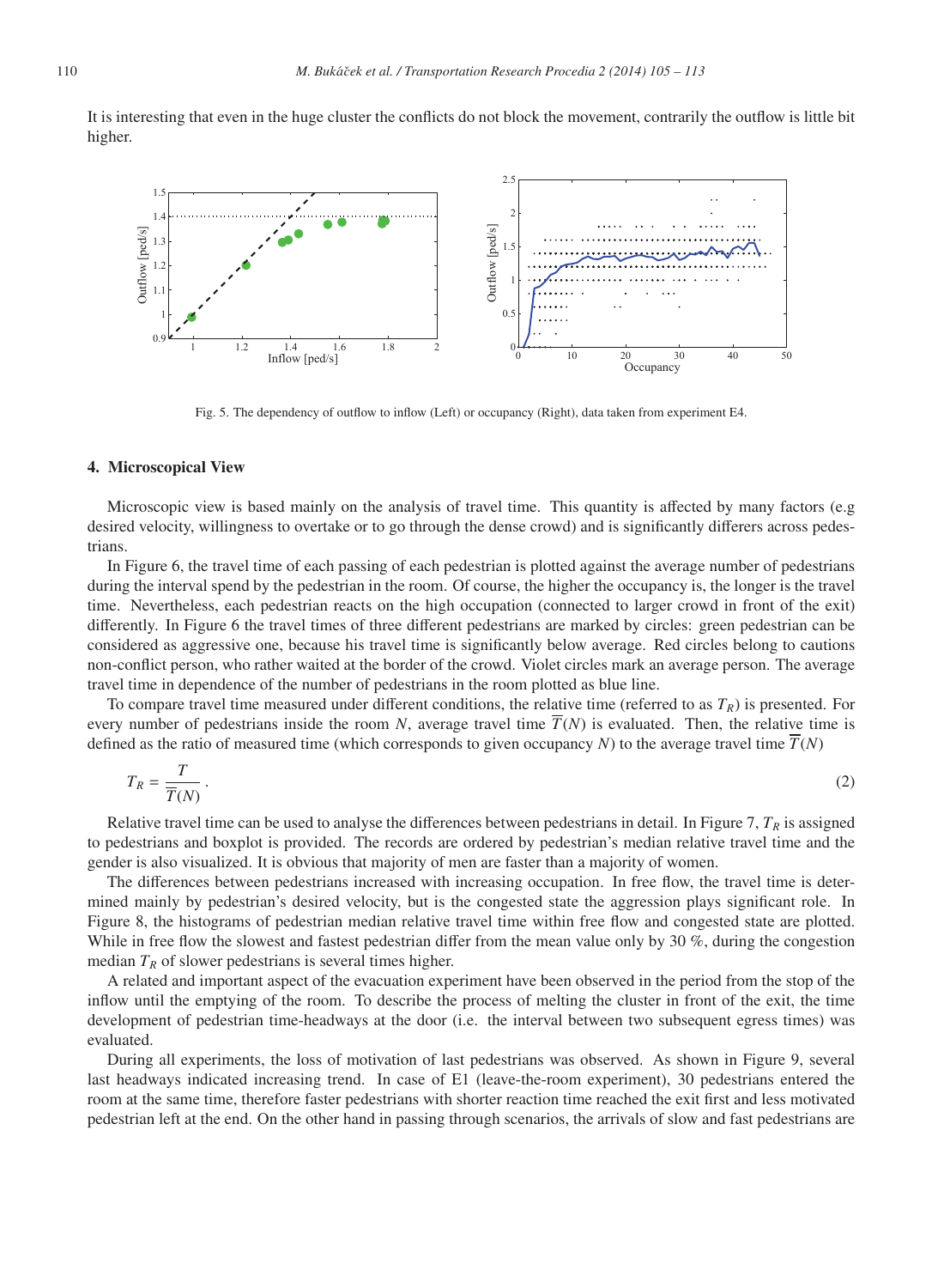It is interesting that even in the huge cluster the conflicts do not block the movement, contrarily the outflow is little bit higher.

Fig. 5. The dependency of outflow to inflow (Left) or occupancy (Right), data taken from experiment E4.

## 4. Microscopical View

Microscopic view is based mainly on the analysis of travel time. This quantity is affected by many factors (e.g desired velocity, willingness to overtake or to go through the dense crowd) and is significantly differers across pedestrians.

In Figure 6, the travel time of each passing of each pedestrian is plotted against the average number of pedestrians during the interval spend by the pedestrian in the room. Of course, the higher the occupancy is, the longer is the travel time. Nevertheless, each pedestrian reacts on the high occupation (connected to larger crowd in front of the exit) differently. In Figure 6 the travel times of three different pedestrians are marked by circles: green pedestrian can be considered as aggressive one, because his travel time is significantly below average. Red circles belong to cautions non-conflict person, who rather waited at the border of the crowd. Violet circles mark an average person. The average travel time in dependence of the number of pedestrians in the room plotted as blue line.

To compare travel time measured under different conditions, the relative time (referred to as $T_R$) is presented. For every number of pedestrians inside the room $N$, average travel time $\overline{T}(N)$ is evaluated. Then, the relative time is defined as the ratio of measured time (which corresponds to given occupancy $N$) to the average travel time $\overline{T}(N)$

$$T_R = \frac{T}{\overline{T}(N)}\,. \tag{2}$$

Relative travel time can be used to analyse the differences between pedestrians in detail. In Figure 7, $T_R$ is assigned to pedestrians and boxplot is provided. The records are ordered by pedestrian's median relative travel time and the gender is also visualized. It is obvious that majority of men are faster than a majority of women.

The differences between pedestrians increased with increasing occupation. In free flow, the travel time is determined mainly by pedestrian's desired velocity, but is the congested state the aggression plays significant role. In Figure 8, the histograms of pedestrian median relative travel time within free flow and congested state are plotted. While in free flow the slowest and fastest pedestrian differ from the mean value only by 30 %, during the congestion median $T_R$ of slower pedestrians is several times higher.

A related and important aspect of the evacuation experiment have been observed in the period from the stop of the inflow until the emptying of the room. To describe the process of melting the cluster in front of the exit, the time development of pedestrian time-headways at the door (i.e. the interval between two subsequent egress times) was evaluated.

During all experiments, the loss of motivation of last pedestrians was observed. As shown in Figure 9, several last headways indicated increasing trend. In case of E1 (leave-the-room experiment), 30 pedestrians entered the room at the same time, therefore faster pedestrians with shorter reaction time reached the exit first and less motivated pedestrian left at the end. On the other hand in passing through scenarios, the arrivals of slow and fast pedestrians are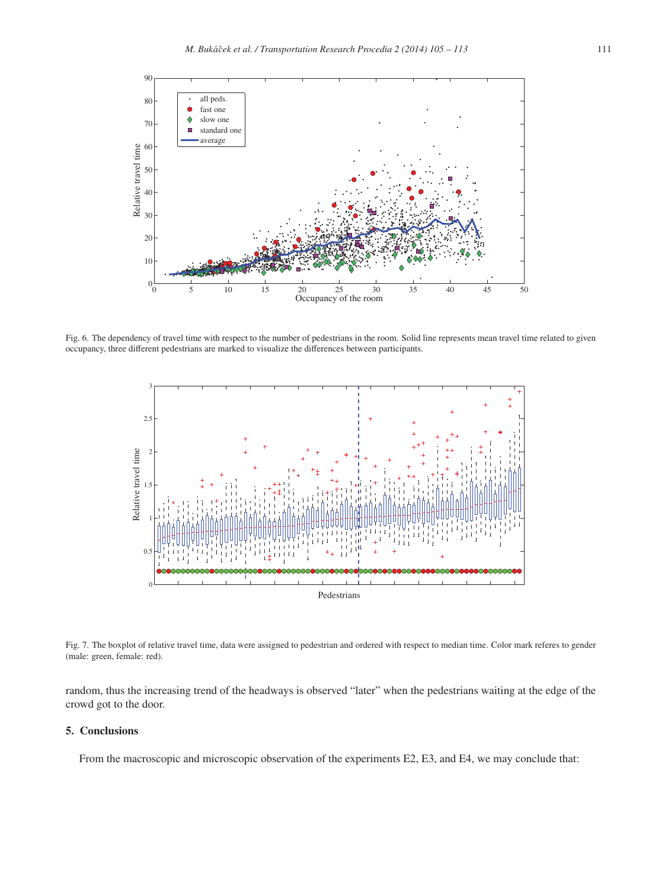Fig. 6. The dependency of travel time with respect to the number of pedestrians in the room. Solid line represents mean travel time related to given occupancy, three different pedestrians are marked to visualize the differences between participants.

Fig. 7. The boxplot of relative travel time, data were assigned to pedestrian and ordered with respect to median time. Color mark referes to gender (male: green, female: red).

random, thus the increasing trend of the headways is observed "later" when the pedestrians waiting at the edge of the crowd got to the door.

## 5. Conclusions

From the macroscopic and microscopic observation of the experiments E2, E3, and E4, we may conclude that: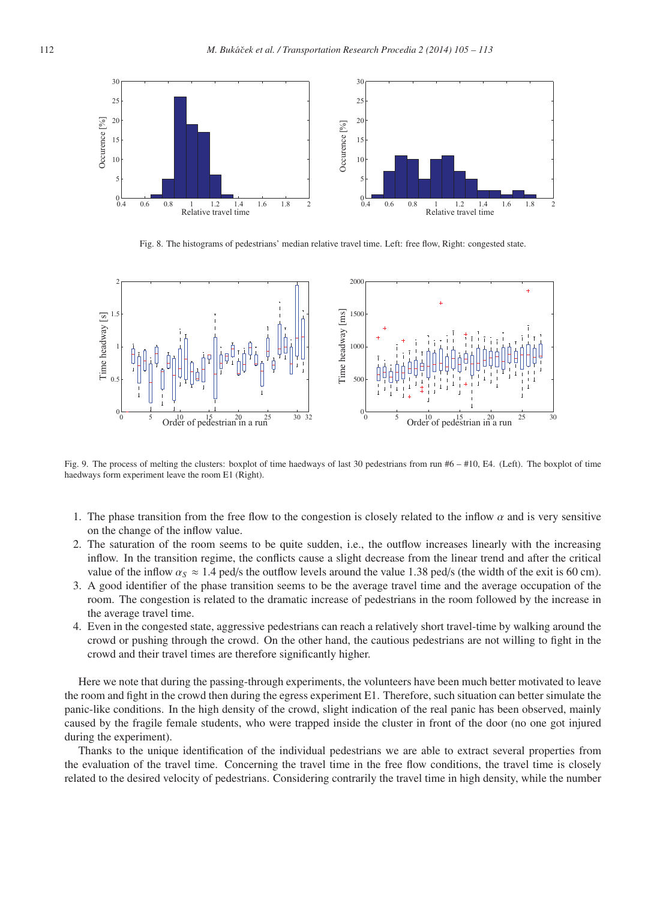Fig. 8. The histograms of pedestrians' median relative travel time. Left: free flow, Right: congested state.

Fig. 9. The process of melting the clusters: boxplot of time haedways of last 30 pedestrians from run #6 – #10, E4. (Left). The boxplot of time haedways form experiment leave the room E1 (Right).

1. The phase transition from the free flow to the congestion is closely related to the inflow $\alpha$ and is very sensitive on the change of the inflow value.
2. The saturation of the room seems to be quite sudden, i.e., the outflow increases linearly with the increasing inflow. In the transition regime, the conflicts cause a slight decrease from the linear trend and after the critical value of the inflow $\alpha_S \approx 1.4$ ped/s the outflow levels around the value 1.38 ped/s (the width of the exit is 60 cm).
3. A good identifier of the phase transition seems to be the average travel time and the average occupation of the room. The congestion is related to the dramatic increase of pedestrians in the room followed by the increase in the average travel time.
4. Even in the congested state, aggressive pedestrians can reach a relatively short travel-time by walking around the crowd or pushing through the crowd. On the other hand, the cautious pedestrians are not willing to fight in the crowd and their travel times are therefore significantly higher.

Here we note that during the passing-through experiments, the volunteers have been much better motivated to leave the room and fight in the crowd then during the egress experiment E1. Therefore, such situation can better simulate the panic-like conditions. In the high density of the crowd, slight indication of the real panic has been observed, mainly caused by the fragile female students, who were trapped inside the cluster in front of the door (no one got injured during the experiment).

Thanks to the unique identification of the individual pedestrians we are able to extract several properties from the evaluation of the travel time. Concerning the travel time in the free flow conditions, the travel time is closely related to the desired velocity of pedestrians. Considering contrarily the travel time in high density, while the number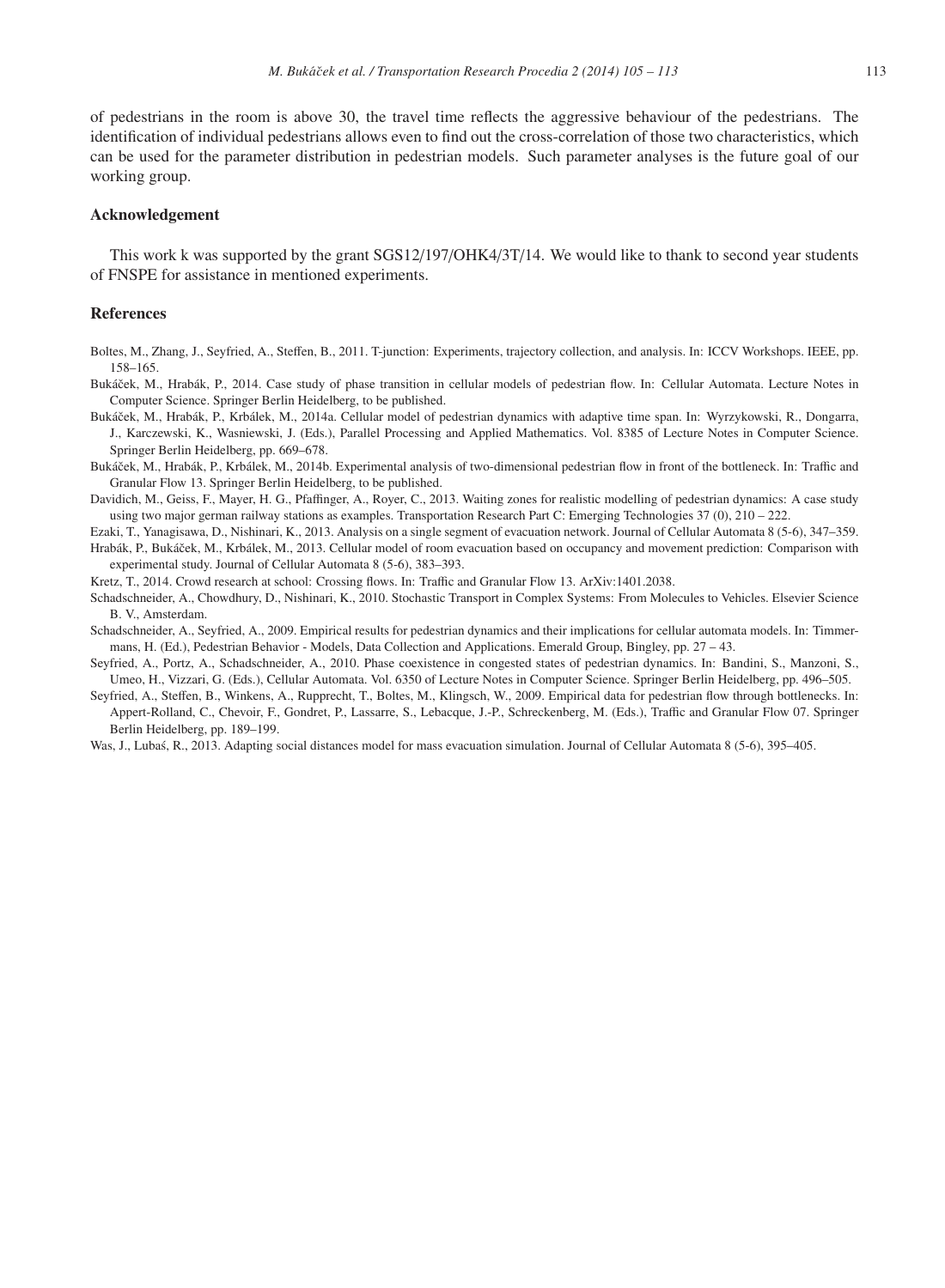of pedestrians in the room is above 30, the travel time reflects the aggressive behaviour of the pedestrians. The identification of individual pedestrians allows even to find out the cross-correlation of those two characteristics, which can be used for the parameter distribution in pedestrian models. Such parameter analyses is the future goal of our working group.

## Acknowledgement

This work k was supported by the grant SGS12/197/OHK4/3T/14. We would like to thank to second year students of FNSPE for assistance in mentioned experiments.

## References

Boltes, M., Zhang, J., Seyfried, A., Steffen, B., 2011. T-junction: Experiments, trajectory collection, and analysis. In: ICCV Workshops. IEEE, pp. 158–165.

Bukáček, M., Hrabák, P., 2014. Case study of phase transition in cellular models of pedestrian flow. In: Cellular Automata. Lecture Notes in Computer Science. Springer Berlin Heidelberg, to be published.

Bukáček, M., Hrabák, P., Krbálek, M., 2014a. Cellular model of pedestrian dynamics with adaptive time span. In: Wyrzykowski, R., Dongarra, J., Karczewski, K., Wasniewski, J. (Eds.), Parallel Processing and Applied Mathematics. Vol. 8385 of Lecture Notes in Computer Science. Springer Berlin Heidelberg, pp. 669–678.

Bukáček, M., Hrabák, P., Krbálek, M., 2014b. Experimental analysis of two-dimensional pedestrian flow in front of the bottleneck. In: Traffic and Granular Flow 13. Springer Berlin Heidelberg, to be published.

Davidich, M., Geiss, F., Mayer, H. G., Pfaffinger, A., Royer, C., 2013. Waiting zones for realistic modelling of pedestrian dynamics: A case study using two major german railway stations as examples. Transportation Research Part C: Emerging Technologies 37 (0), 210 – 222.

Ezaki, T., Yanagisawa, D., Nishinari, K., 2013. Analysis on a single segment of evacuation network. Journal of Cellular Automata 8 (5-6), 347–359.

Hrabák, P., Bukáček, M., Krbálek, M., 2013. Cellular model of room evacuation based on occupancy and movement prediction: Comparison with experimental study. Journal of Cellular Automata 8 (5-6), 383–393.

Kretz, T., 2014. Crowd research at school: Crossing flows. In: Traffic and Granular Flow 13. ArXiv:1401.2038.

Schadschneider, A., Chowdhury, D., Nishinari, K., 2010. Stochastic Transport in Complex Systems: From Molecules to Vehicles. Elsevier Science B. V., Amsterdam.

Schadschneider, A., Seyfried, A., 2009. Empirical results for pedestrian dynamics and their implications for cellular automata models. In: Timmermans, H. (Ed.), Pedestrian Behavior - Models, Data Collection and Applications. Emerald Group, Bingley, pp. 27 – 43.

Seyfried, A., Portz, A., Schadschneider, A., 2010. Phase coexistence in congested states of pedestrian dynamics. In: Bandini, S., Manzoni, S., Umeo, H., Vizzari, G. (Eds.), Cellular Automata. Vol. 6350 of Lecture Notes in Computer Science. Springer Berlin Heidelberg, pp. 496–505.

Seyfried, A., Steffen, B., Winkens, A., Rupprecht, T., Boltes, M., Klingsch, W., 2009. Empirical data for pedestrian flow through bottlenecks. In: Appert-Rolland, C., Chevoir, F., Gondret, P., Lassarre, S., Lebacque, J.-P., Schreckenberg, M. (Eds.), Traffic and Granular Flow 07. Springer Berlin Heidelberg, pp. 189–199.

Was, J., Lubaś, R., 2013. Adapting social distances model for mass evacuation simulation. Journal of Cellular Automata 8 (5-6), 395–405.